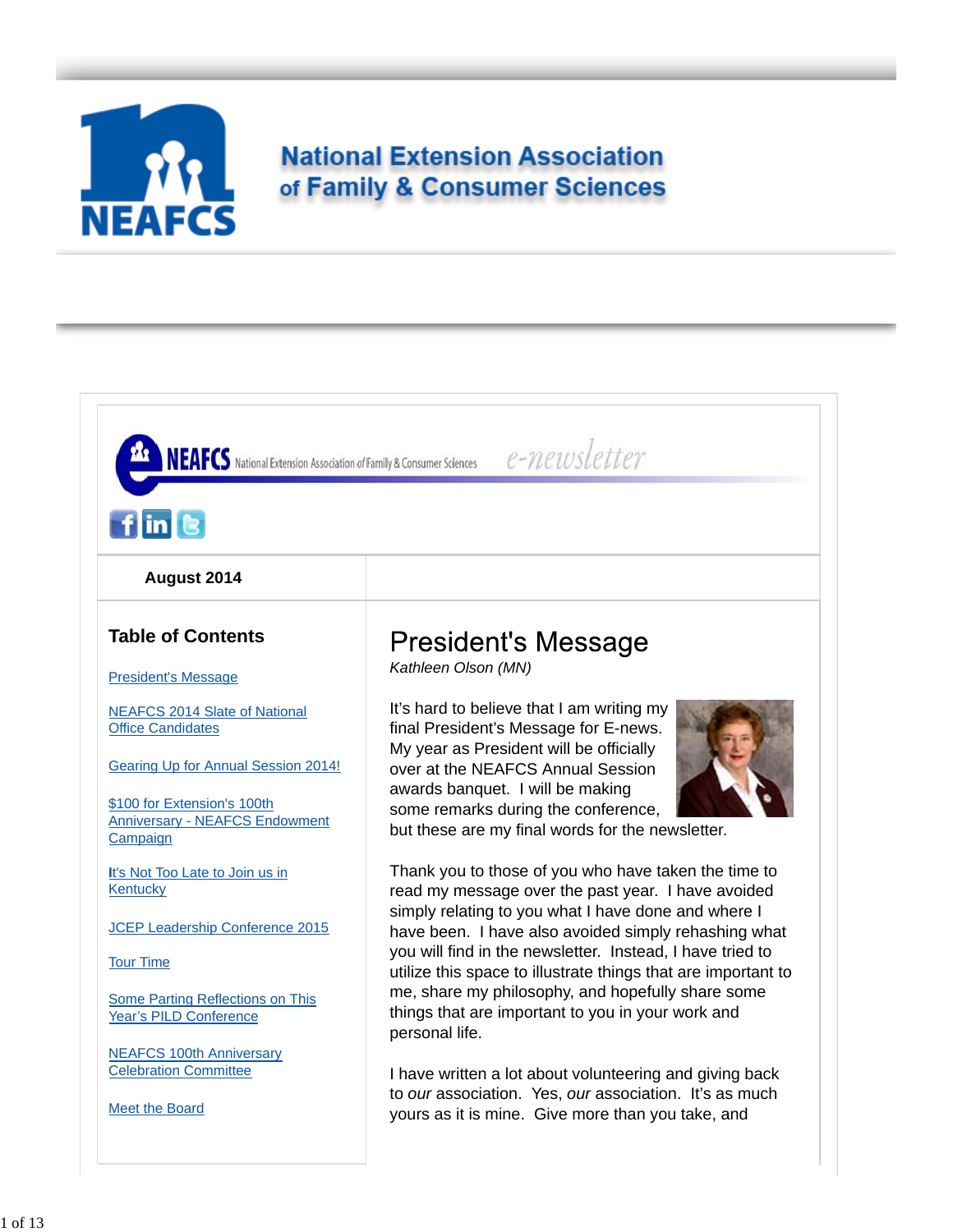# National Extension Association of Family & Consumer Sciences

NEAFCS National Extension Association of Family & Consumer Sciences e-newsletter

**August 2014**

## Table of Contents

- President's Message
- NEAFCS 2014 Slate of National Office Candidates
- Gearing Up for Annual Session 2014!
- $100 for Extension's 100th Anniversary - NEAFCS Endowment Campaign
- It's Not Too Late to Join us in Kentucky
- JCEP Leadership Conference 2015
- Tour Time
- Some Parting Reflections on This Year's PILD Conference
- NEAFCS 100th Anniversary Celebration Committee
- Meet the Board

# President's Message

*Kathleen Olson (MN)*

It's hard to believe that I am writing my final President's Message for E-news. My year as President will be officially over at the NEAFCS Annual Session awards banquet. I will be making some remarks during the conference, but these are my final words for the newsletter.

Thank you to those of you who have taken the time to read my message over the past year. I have avoided simply relating to you what I have done and where I have been. I have also avoided simply rehashing what you will find in the newsletter. Instead, I have tried to utilize this space to illustrate things that are important to me, share my philosophy, and hopefully share some things that are important to you in your work and personal life.

I have written a lot about volunteering and giving back to *our* association. Yes, *our* association. It's as much yours as it is mine. Give more than you take, and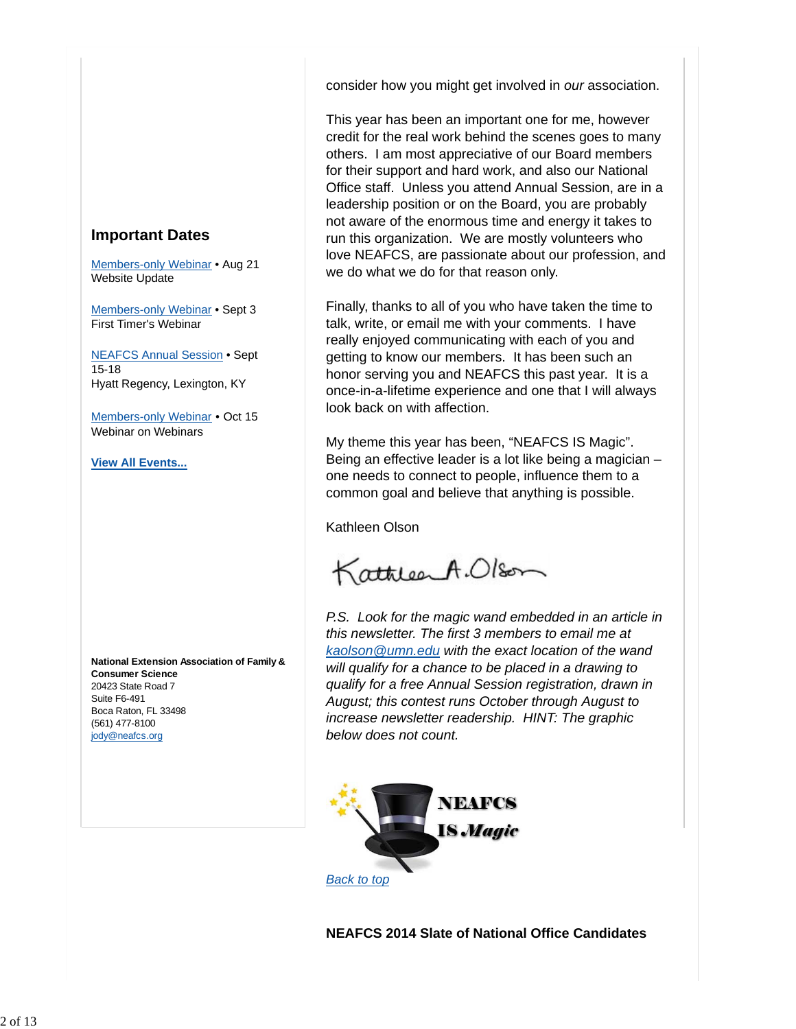## Important Dates

Members-only Webinar • Aug 21
Website Update

Members-only Webinar • Sept 3
First Timer's Webinar

NEAFCS Annual Session • Sept 15-18
Hyatt Regency, Lexington, KY

Members-only Webinar • Oct 15
Webinar on Webinars

**View All Events...**

**National Extension Association of Family & Consumer Science**
20423 State Road 7
Suite F6-491
Boca Raton, FL 33498
(561) 477-8100
jody@neafcs.org

consider how you might get involved in *our* association.

This year has been an important one for me, however credit for the real work behind the scenes goes to many others. I am most appreciative of our Board members for their support and hard work, and also our National Office staff. Unless you attend Annual Session, are in a leadership position or on the Board, you are probably not aware of the enormous time and energy it takes to run this organization. We are mostly volunteers who love NEAFCS, are passionate about our profession, and we do what we do for that reason only.

Finally, thanks to all of you who have taken the time to talk, write, or email me with your comments. I have really enjoyed communicating with each of you and getting to know our members. It has been such an honor serving you and NEAFCS this past year. It is a once-in-a-lifetime experience and one that I will always look back on with affection.

My theme this year has been, "NEAFCS IS Magic". Being an effective leader is a lot like being a magician – one needs to connect to people, influence them to a common goal and believe that anything is possible.

Kathleen Olson

Kathleen A. Olson

*P.S. Look for the magic wand embedded in an article in this newsletter. The first 3 members to email me at kaolson@umn.edu with the exact location of the wand will qualify for a chance to be placed in a drawing to qualify for a free Annual Session registration, drawn in August; this contest runs October through August to increase newsletter readership. HINT: The graphic below does not count.*

NEAFCS IS *Magic*

*Back to top*

**NEAFCS 2014 Slate of National Office Candidates**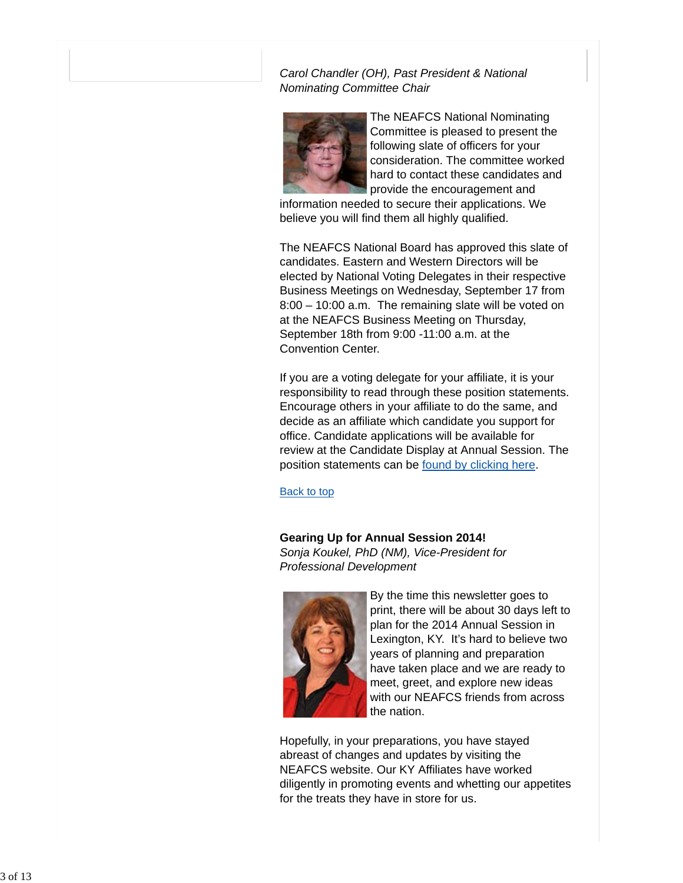*Carol Chandler (OH), Past President & National Nominating Committee Chair*

The NEAFCS National Nominating Committee is pleased to present the following slate of officers for your consideration. The committee worked hard to contact these candidates and provide the encouragement and information needed to secure their applications. We believe you will find them all highly qualified.

The NEAFCS National Board has approved this slate of candidates. Eastern and Western Directors will be elected by National Voting Delegates in their respective Business Meetings on Wednesday, September 17 from 8:00 – 10:00 a.m. The remaining slate will be voted on at the NEAFCS Business Meeting on Thursday, September 18th from 9:00 -11:00 a.m. at the Convention Center.

If you are a voting delegate for your affiliate, it is your responsibility to read through these position statements. Encourage others in your affiliate to do the same, and decide as an affiliate which candidate you support for office. Candidate applications will be available for review at the Candidate Display at Annual Session. The position statements can be found by clicking here.

Back to top

**Gearing Up for Annual Session 2014!**
*Sonja Koukel, PhD (NM), Vice-President for Professional Development*

By the time this newsletter goes to print, there will be about 30 days left to plan for the 2014 Annual Session in Lexington, KY. It's hard to believe two years of planning and preparation have taken place and we are ready to meet, greet, and explore new ideas with our NEAFCS friends from across the nation.

Hopefully, in your preparations, you have stayed abreast of changes and updates by visiting the NEAFCS website. Our KY Affiliates have worked diligently in promoting events and whetting our appetites for the treats they have in store for us.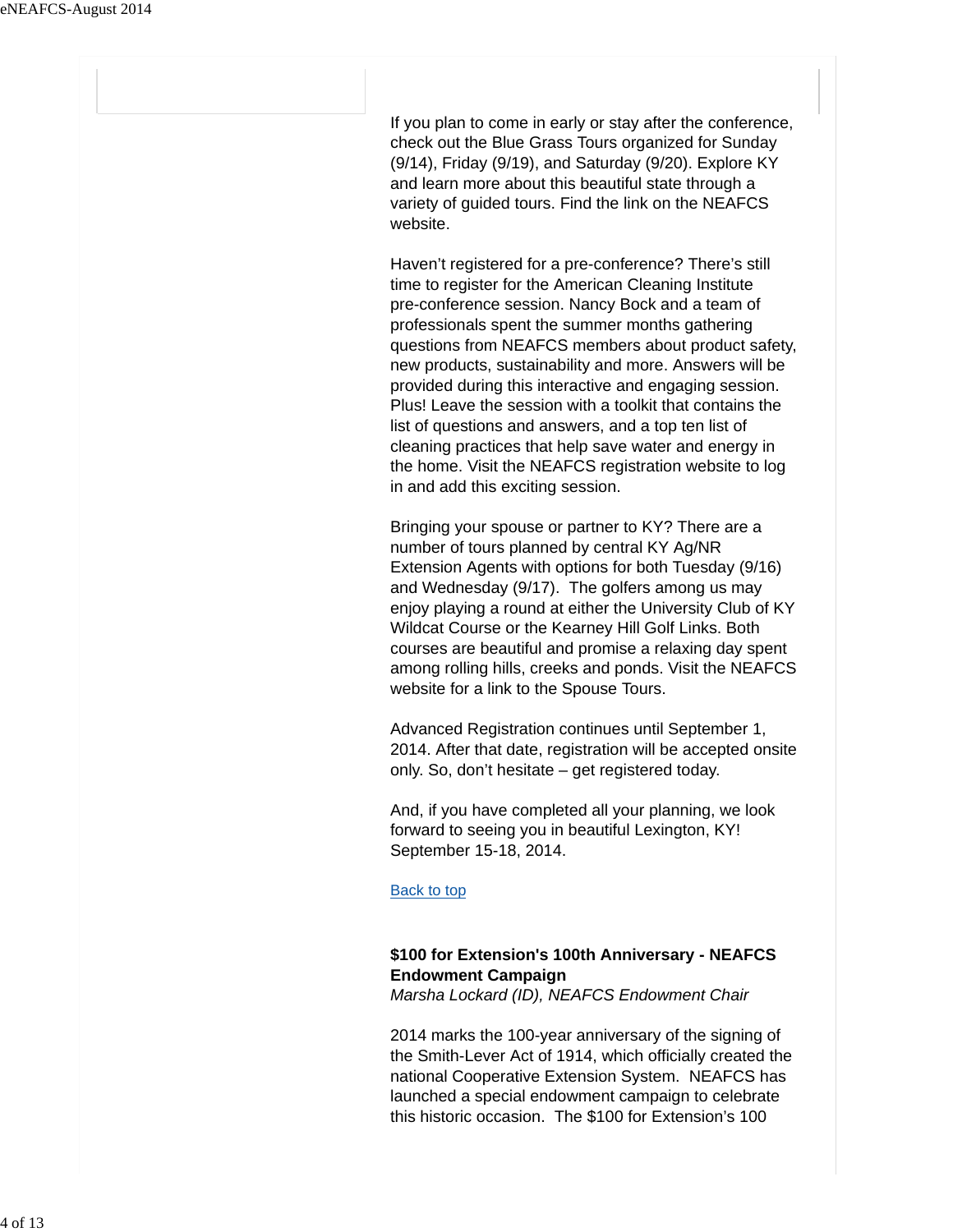If you plan to come in early or stay after the conference, check out the Blue Grass Tours organized for Sunday (9/14), Friday (9/19), and Saturday (9/20). Explore KY and learn more about this beautiful state through a variety of guided tours. Find the link on the NEAFCS website.

Haven't registered for a pre-conference? There's still time to register for the American Cleaning Institute pre-conference session. Nancy Bock and a team of professionals spent the summer months gathering questions from NEAFCS members about product safety, new products, sustainability and more. Answers will be provided during this interactive and engaging session. Plus! Leave the session with a toolkit that contains the list of questions and answers, and a top ten list of cleaning practices that help save water and energy in the home. Visit the NEAFCS registration website to log in and add this exciting session.

Bringing your spouse or partner to KY? There are a number of tours planned by central KY Ag/NR Extension Agents with options for both Tuesday (9/16) and Wednesday (9/17). The golfers among us may enjoy playing a round at either the University Club of KY Wildcat Course or the Kearney Hill Golf Links. Both courses are beautiful and promise a relaxing day spent among rolling hills, creeks and ponds. Visit the NEAFCS website for a link to the Spouse Tours.

Advanced Registration continues until September 1, 2014. After that date, registration will be accepted onsite only. So, don't hesitate – get registered today.

And, if you have completed all your planning, we look forward to seeing you in beautiful Lexington, KY! September 15-18, 2014.

Back to top

**$100 for Extension's 100th Anniversary - NEAFCS Endowment Campaign**
*Marsha Lockard (ID), NEAFCS Endowment Chair*

2014 marks the 100-year anniversary of the signing of the Smith-Lever Act of 1914, which officially created the national Cooperative Extension System. NEAFCS has launched a special endowment campaign to celebrate this historic occasion. The $100 for Extension's 100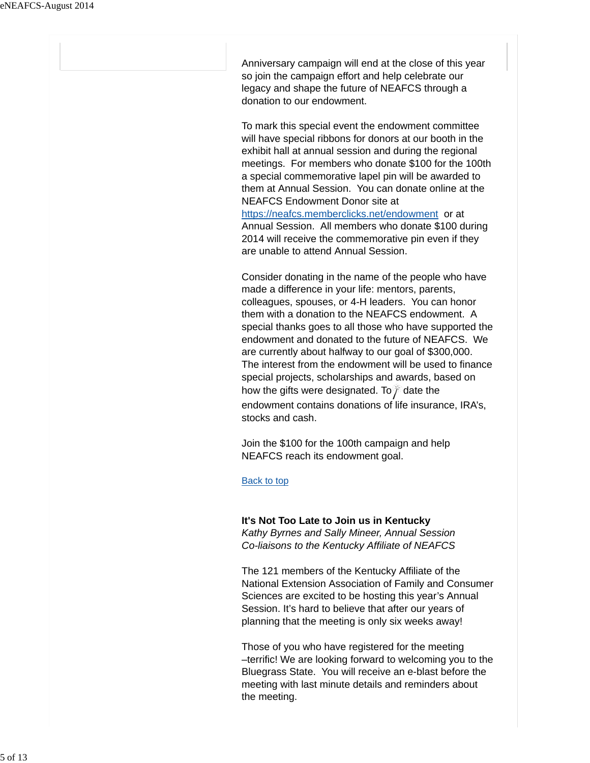Anniversary campaign will end at the close of this year so join the campaign effort and help celebrate our legacy and shape the future of NEAFCS through a donation to our endowment.

To mark this special event the endowment committee will have special ribbons for donors at our booth in the exhibit hall at annual session and during the regional meetings. For members who donate $100 for the 100th a special commemorative lapel pin will be awarded to them at Annual Session. You can donate online at the NEAFCS Endowment Donor site at [https://neafcs.memberclicks.net/endowment](https://neafcs.memberclicks.net/endowment) or at Annual Session. All members who donate $100 during 2014 will receive the commemorative pin even if they are unable to attend Annual Session.

Consider donating in the name of the people who have made a difference in your life: mentors, parents, colleagues, spouses, or 4-H leaders. You can honor them with a donation to the NEAFCS endowment. A special thanks goes to all those who have supported the endowment and donated to the future of NEAFCS. We are currently about halfway to our goal of $300,000. The interest from the endowment will be used to finance special projects, scholarships and awards, based on how the gifts were designated. To date the endowment contains donations of life insurance, IRA's, stocks and cash.

Join the $100 for the 100th campaign and help NEAFCS reach its endowment goal.

Back to top

**It's Not Too Late to Join us in Kentucky**
*Kathy Byrnes and Sally Mineer, Annual Session Co-liaisons to the Kentucky Affiliate of NEAFCS*

The 121 members of the Kentucky Affiliate of the National Extension Association of Family and Consumer Sciences are excited to be hosting this year's Annual Session. It's hard to believe that after our years of planning that the meeting is only six weeks away!

Those of you who have registered for the meeting –terrific! We are looking forward to welcoming you to the Bluegrass State. You will receive an e-blast before the meeting with last minute details and reminders about the meeting.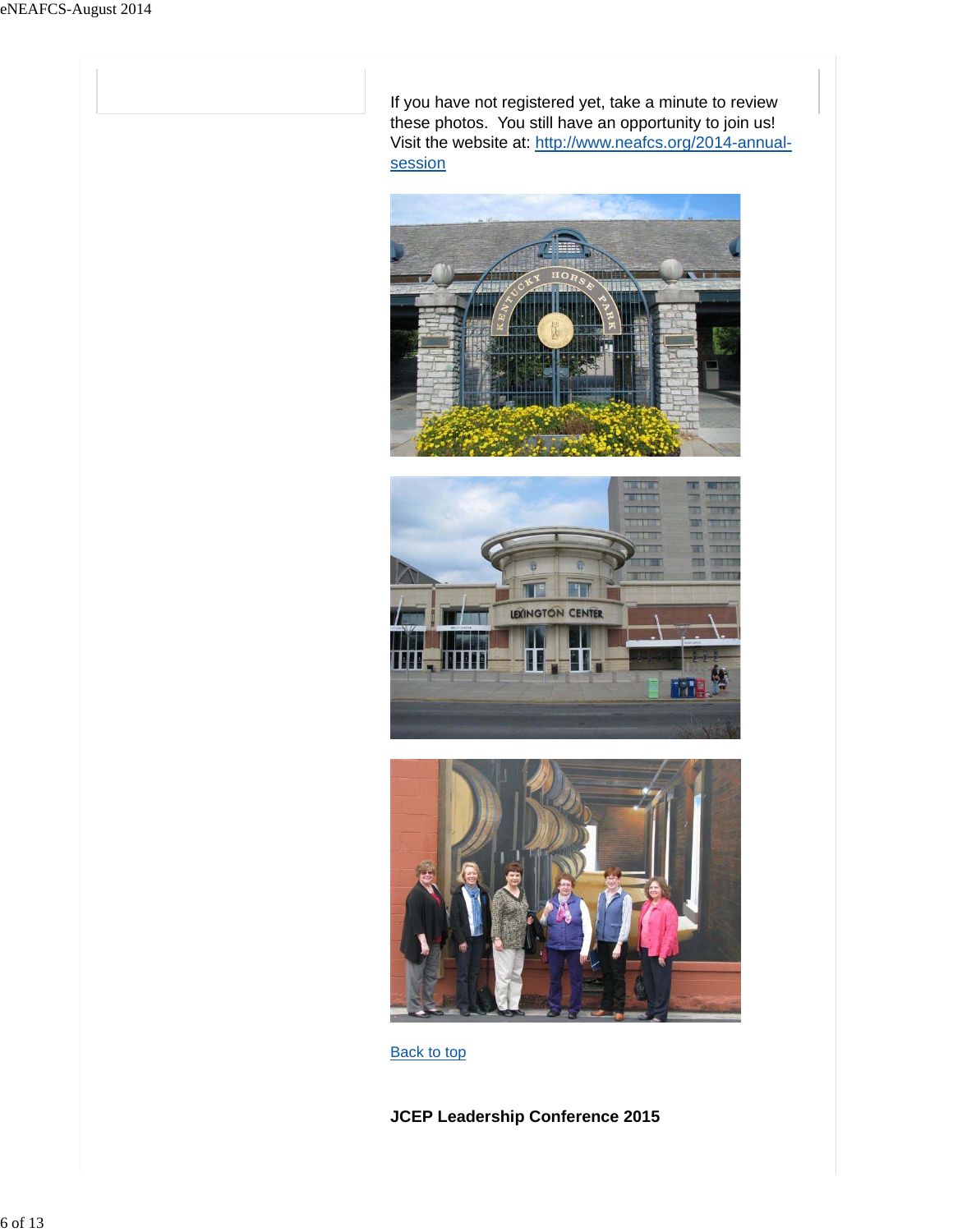If you have not registered yet, take a minute to review these photos.  You still have an opportunity to join us! Visit the website at: [http://www.neafcs.org/2014-annual-session](http://www.neafcs.org/2014-annual-session)

[Back to top]

**JCEP Leadership Conference 2015**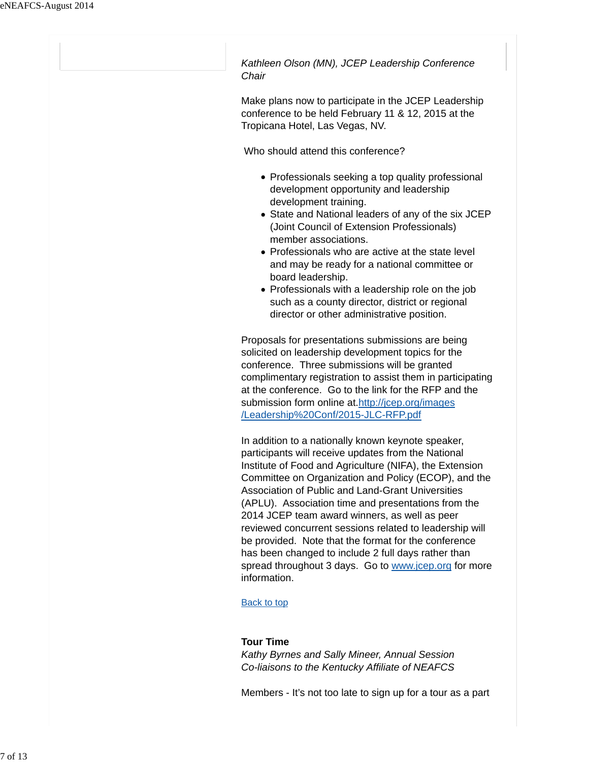*Kathleen Olson (MN), JCEP Leadership Conference Chair*

Make plans now to participate in the JCEP Leadership conference to be held February 11 & 12, 2015 at the Tropicana Hotel, Las Vegas, NV.

Who should attend this conference?

- Professionals seeking a top quality professional development opportunity and leadership development training.
- State and National leaders of any of the six JCEP (Joint Council of Extension Professionals) member associations.
- Professionals who are active at the state level and may be ready for a national committee or board leadership.
- Professionals with a leadership role on the job such as a county director, district or regional director or other administrative position.

Proposals for presentations submissions are being solicited on leadership development topics for the conference. Three submissions will be granted complimentary registration to assist them in participating at the conference. Go to the link for the RFP and the submission form online at.[http://jcep.org/images/Leadership%20Conf/2015-JLC-RFP.pdf](http://jcep.org/images/Leadership%20Conf/2015-JLC-RFP.pdf)

In addition to a nationally known keynote speaker, participants will receive updates from the National Institute of Food and Agriculture (NIFA), the Extension Committee on Organization and Policy (ECOP), and the Association of Public and Land-Grant Universities (APLU). Association time and presentations from the 2014 JCEP team award winners, as well as peer reviewed concurrent sessions related to leadership will be provided. Note that the format for the conference has been changed to include 2 full days rather than spread throughout 3 days. Go to [www.jcep.org](http://www.jcep.org) for more information.

Back to top

**Tour Time**
*Kathy Byrnes and Sally Mineer, Annual Session Co-liaisons to the Kentucky Affiliate of NEAFCS*

Members - It's not too late to sign up for a tour as a part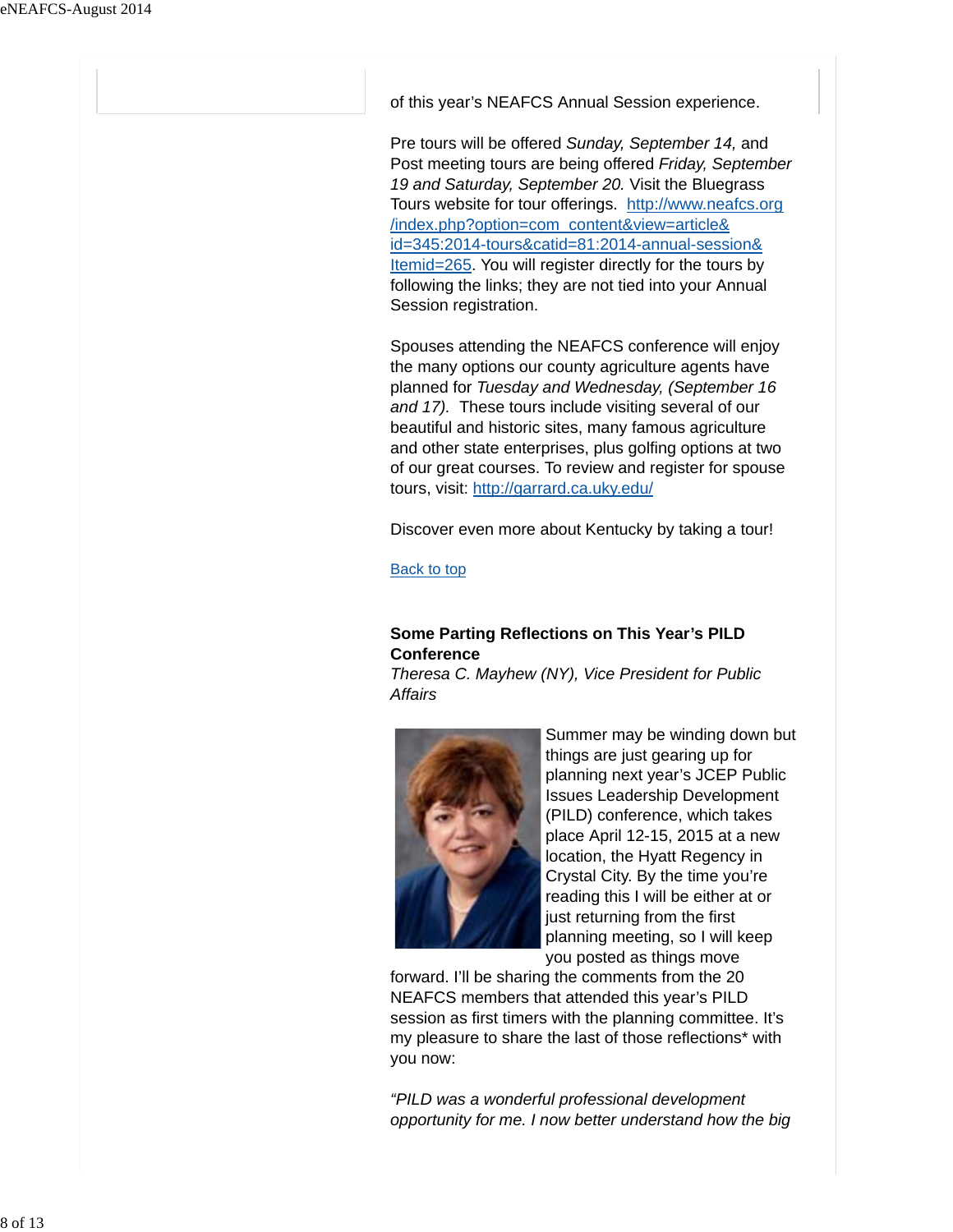of this year's NEAFCS Annual Session experience.

Pre tours will be offered *Sunday, September 14,* and Post meeting tours are being offered *Friday, September 19 and Saturday, September 20.* Visit the Bluegrass Tours website for tour offerings. http://www.neafcs.org/index.php?option=com_content&view=article&id=345:2014-tours&catid=81:2014-annual-session&Itemid=265. You will register directly for the tours by following the links; they are not tied into your Annual Session registration.

Spouses attending the NEAFCS conference will enjoy the many options our county agriculture agents have planned for *Tuesday and Wednesday, (September 16 and 17).* These tours include visiting several of our beautiful and historic sites, many famous agriculture and other state enterprises, plus golfing options at two of our great courses. To review and register for spouse tours, visit: http://garrard.ca.uky.edu/

Discover even more about Kentucky by taking a tour!

Back to top

**Some Parting Reflections on This Year's PILD Conference**
*Theresa C. Mayhew (NY), Vice President for Public Affairs*

Summer may be winding down but things are just gearing up for planning next year's JCEP Public Issues Leadership Development (PILD) conference, which takes place April 12-15, 2015 at a new location, the Hyatt Regency in Crystal City. By the time you're reading this I will be either at or just returning from the first planning meeting, so I will keep you posted as things move forward. I'll be sharing the comments from the 20 NEAFCS members that attended this year's PILD session as first timers with the planning committee. It's my pleasure to share the last of those reflections* with you now:

*"PILD was a wonderful professional development opportunity for me. I now better understand how the big*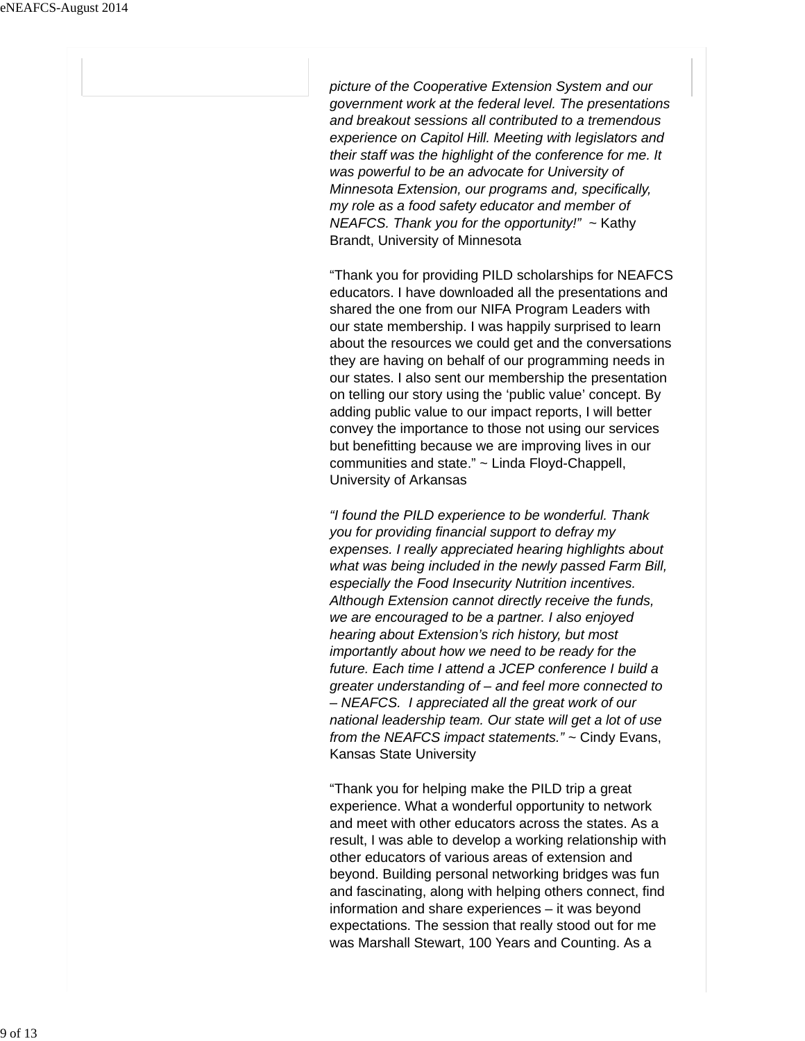*picture of the Cooperative Extension System and our government work at the federal level. The presentations and breakout sessions all contributed to a tremendous experience on Capitol Hill. Meeting with legislators and their staff was the highlight of the conference for me. It was powerful to be an advocate for University of Minnesota Extension, our programs and, specifically, my role as a food safety educator and member of NEAFCS. Thank you for the opportunity!"* ~ Kathy Brandt, University of Minnesota

"Thank you for providing PILD scholarships for NEAFCS educators. I have downloaded all the presentations and shared the one from our NIFA Program Leaders with our state membership. I was happily surprised to learn about the resources we could get and the conversations they are having on behalf of our programming needs in our states. I also sent our membership the presentation on telling our story using the 'public value' concept. By adding public value to our impact reports, I will better convey the importance to those not using our services but benefitting because we are improving lives in our communities and state." ~ Linda Floyd-Chappell, University of Arkansas

*"I found the PILD experience to be wonderful. Thank you for providing financial support to defray my expenses. I really appreciated hearing highlights about what was being included in the newly passed Farm Bill, especially the Food Insecurity Nutrition incentives. Although Extension cannot directly receive the funds, we are encouraged to be a partner. I also enjoyed hearing about Extension's rich history, but most importantly about how we need to be ready for the future. Each time I attend a JCEP conference I build a greater understanding of – and feel more connected to – NEAFCS. I appreciated all the great work of our national leadership team. Our state will get a lot of use from the NEAFCS impact statements."* ~ Cindy Evans, Kansas State University

"Thank you for helping make the PILD trip a great experience. What a wonderful opportunity to network and meet with other educators across the states. As a result, I was able to develop a working relationship with other educators of various areas of extension and beyond. Building personal networking bridges was fun and fascinating, along with helping others connect, find information and share experiences – it was beyond expectations. The session that really stood out for me was Marshall Stewart, 100 Years and Counting. As a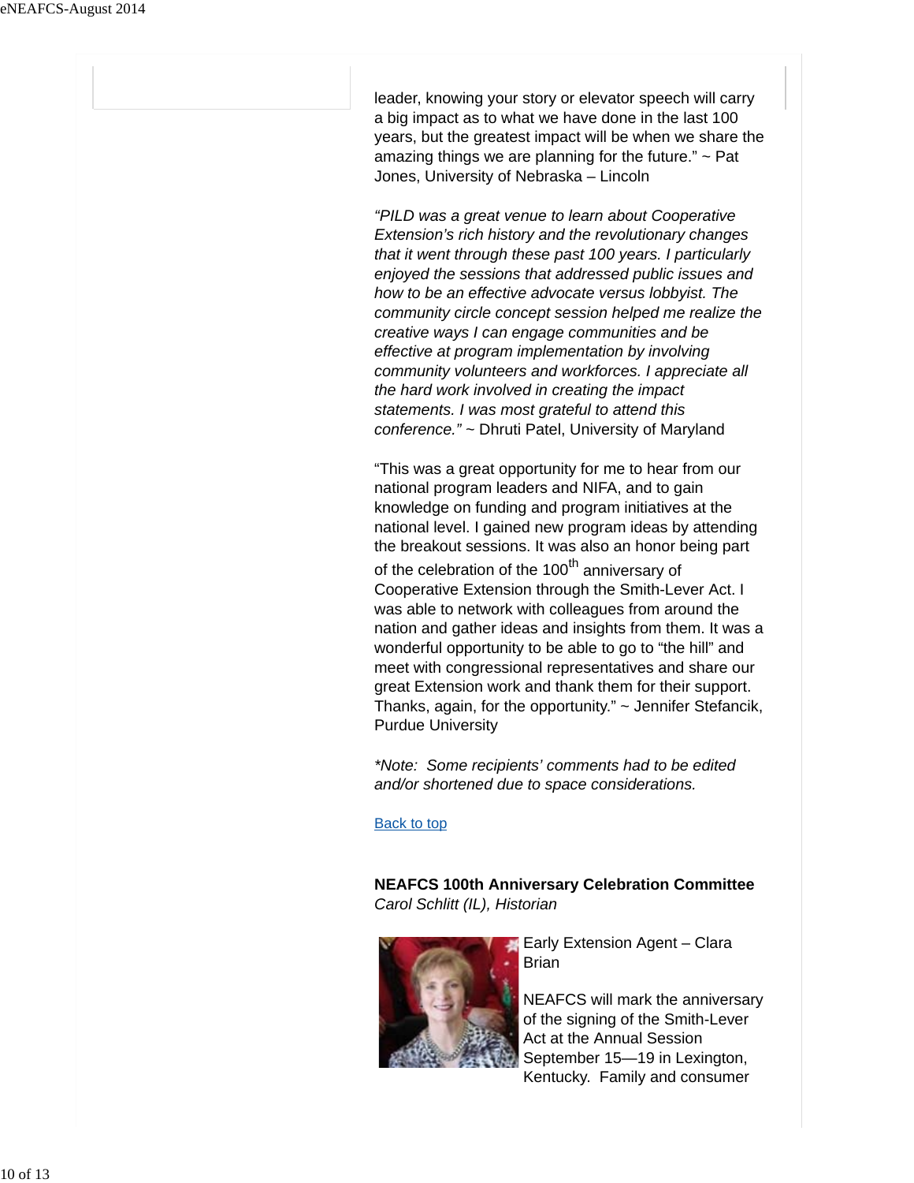leader, knowing your story or elevator speech will carry a big impact as to what we have done in the last 100 years, but the greatest impact will be when we share the amazing things we are planning for the future." ~ Pat Jones, University of Nebraska – Lincoln

*"PILD was a great venue to learn about Cooperative Extension's rich history and the revolutionary changes that it went through these past 100 years. I particularly enjoyed the sessions that addressed public issues and how to be an effective advocate versus lobbyist. The community circle concept session helped me realize the creative ways I can engage communities and be effective at program implementation by involving community volunteers and workforces. I appreciate all the hard work involved in creating the impact statements. I was most grateful to attend this conference."* ~ Dhruti Patel, University of Maryland

"This was a great opportunity for me to hear from our national program leaders and NIFA, and to gain knowledge on funding and program initiatives at the national level. I gained new program ideas by attending the breakout sessions. It was also an honor being part of the celebration of the 100th anniversary of Cooperative Extension through the Smith-Lever Act. I was able to network with colleagues from around the nation and gather ideas and insights from them. It was a wonderful opportunity to be able to go to "the hill" and meet with congressional representatives and share our great Extension work and thank them for their support. Thanks, again, for the opportunity." ~ Jennifer Stefancik, Purdue University

*\*Note: Some recipients' comments had to be edited and/or shortened due to space considerations.*

Back to top

**NEAFCS 100th Anniversary Celebration Committee**
*Carol Schlitt (IL), Historian*

Early Extension Agent – Clara Brian

NEAFCS will mark the anniversary of the signing of the Smith-Lever Act at the Annual Session September 15—19 in Lexington, Kentucky. Family and consumer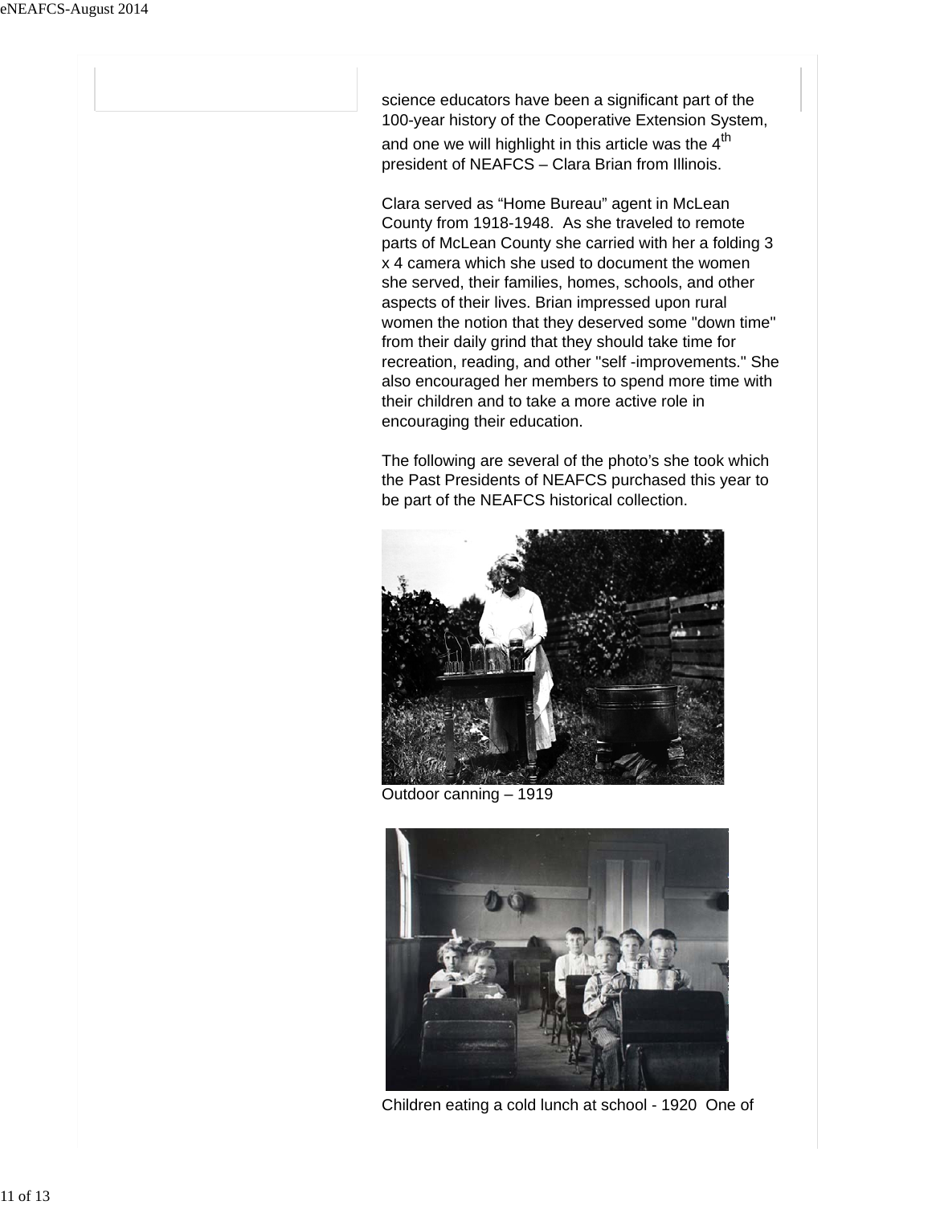science educators have been a significant part of the 100-year history of the Cooperative Extension System, and one we will highlight in this article was the 4th president of NEAFCS – Clara Brian from Illinois.

Clara served as “Home Bureau” agent in McLean County from 1918-1948. As she traveled to remote parts of McLean County she carried with her a folding 3 x 4 camera which she used to document the women she served, their families, homes, schools, and other aspects of their lives. Brian impressed upon rural women the notion that they deserved some "down time" from their daily grind that they should take time for recreation, reading, and other "self -improvements." She also encouraged her members to spend more time with their children and to take a more active role in encouraging their education.

The following are several of the photo’s she took which the Past Presidents of NEAFCS purchased this year to be part of the NEAFCS historical collection.

Outdoor canning – 1919

Children eating a cold lunch at school - 1920 One of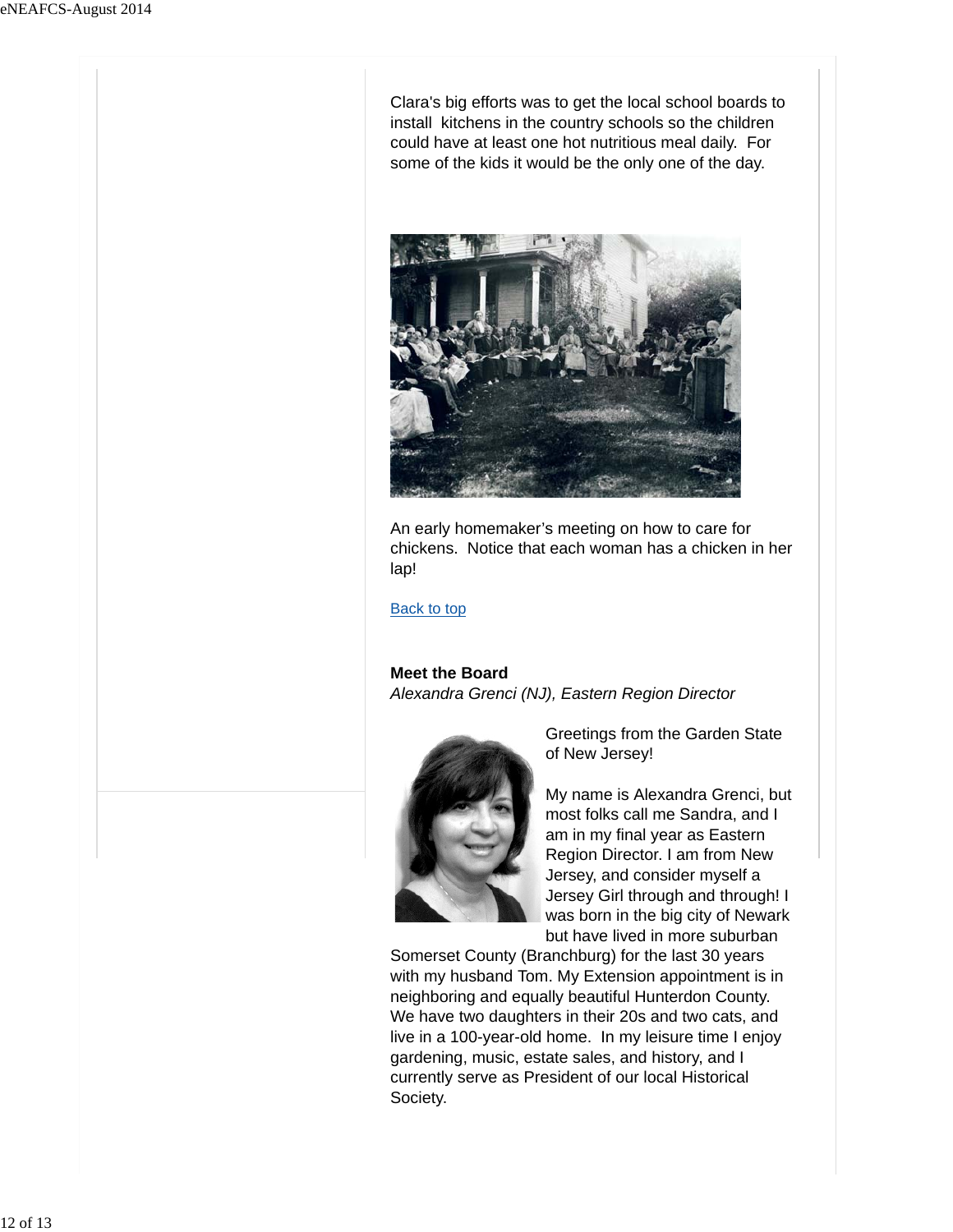Clara's big efforts was to get the local school boards to install  kitchens in the country schools so the children could have at least one hot nutritious meal daily.  For some of the kids it would be the only one of the day.

An early homemaker’s meeting on how to care for chickens.  Notice that each woman has a chicken in her lap!

Back to top

**Meet the Board**
*Alexandra Grenci (NJ), Eastern Region Director*

Greetings from the Garden State of New Jersey!

My name is Alexandra Grenci, but most folks call me Sandra, and I am in my final year as Eastern Region Director. I am from New Jersey, and consider myself a Jersey Girl through and through! I was born in the big city of Newark but have lived in more suburban Somerset County (Branchburg) for the last 30 years with my husband Tom. My Extension appointment is in neighboring and equally beautiful Hunterdon County. We have two daughters in their 20s and two cats, and live in a 100-year-old home.  In my leisure time I enjoy gardening, music, estate sales, and history, and I currently serve as President of our local Historical Society.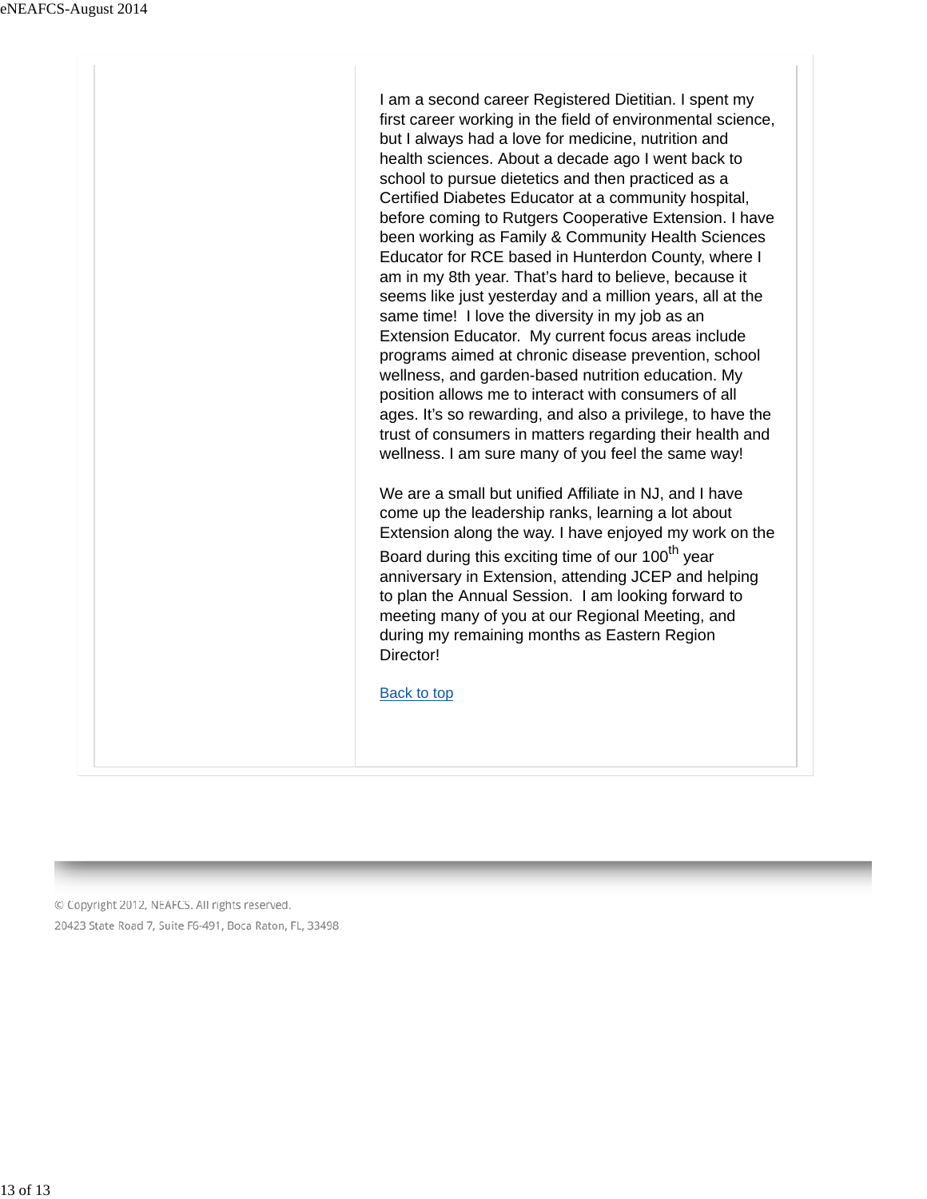I am a second career Registered Dietitian. I spent my first career working in the field of environmental science, but I always had a love for medicine, nutrition and health sciences. About a decade ago I went back to school to pursue dietetics and then practiced as a Certified Diabetes Educator at a community hospital, before coming to Rutgers Cooperative Extension. I have been working as Family & Community Health Sciences Educator for RCE based in Hunterdon County, where I am in my 8th year. That's hard to believe, because it seems like just yesterday and a million years, all at the same time! I love the diversity in my job as an Extension Educator. My current focus areas include programs aimed at chronic disease prevention, school wellness, and garden-based nutrition education. My position allows me to interact with consumers of all ages. It's so rewarding, and also a privilege, to have the trust of consumers in matters regarding their health and wellness. I am sure many of you feel the same way!

We are a small but unified Affiliate in NJ, and I have come up the leadership ranks, learning a lot about Extension along the way. I have enjoyed my work on the Board during this exciting time of our 100th year anniversary in Extension, attending JCEP and helping to plan the Annual Session. I am looking forward to meeting many of you at our Regional Meeting, and during my remaining months as Eastern Region Director!

Back to top

© Copyright 2012, NEAFCS. All rights reserved.
20423 State Road 7, Suite F6-491, Boca Raton, FL, 33498